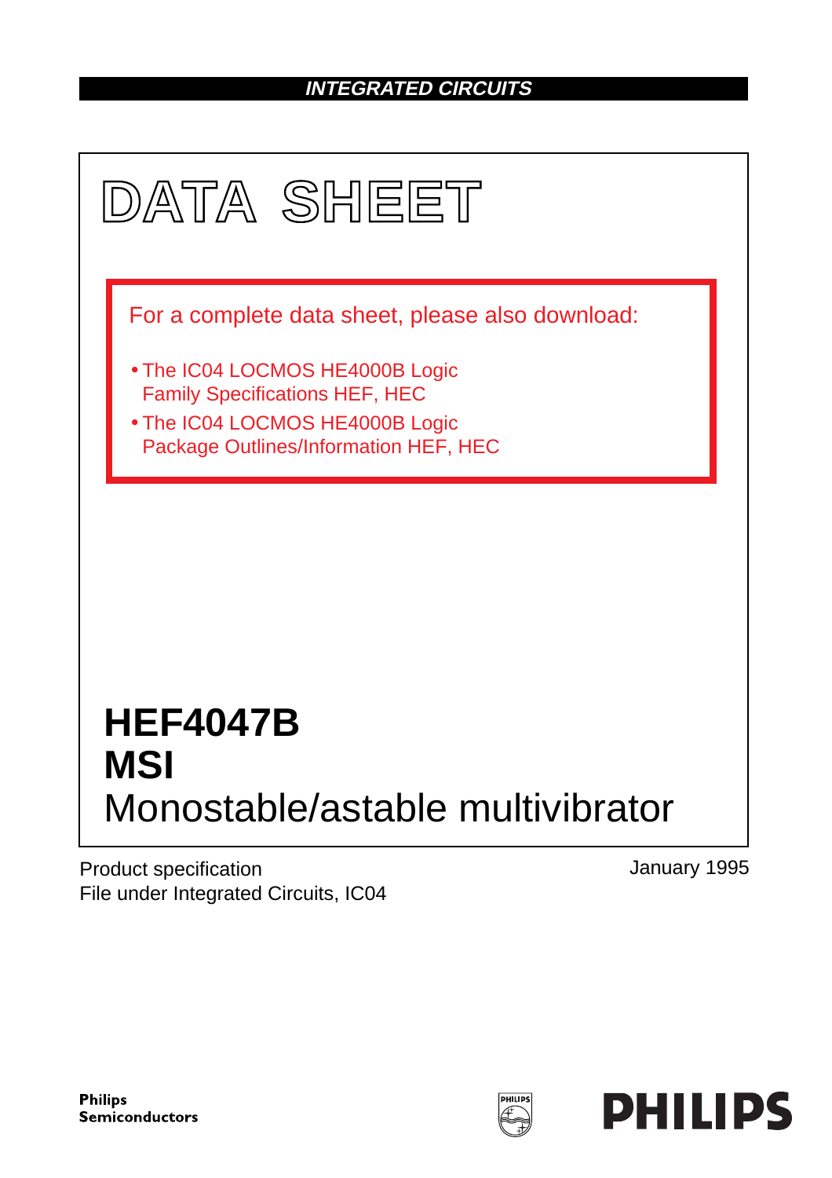**INTEGRATED CIRCUITS**

# DATA SHEET

For a complete data sheet, please also download:

- The IC04 LOCMOS HE4000B Logic Family Specifications HEF, HEC
- The IC04 LOCMOS HE4000B Logic Package Outlines/Information HEF, HEC

# HEF4047B
# MSI
## Monostable/astable multivibrator

Product specification
File under Integrated Circuits, IC04

January 1995

**Philips Semiconductors**

**PHILIPS**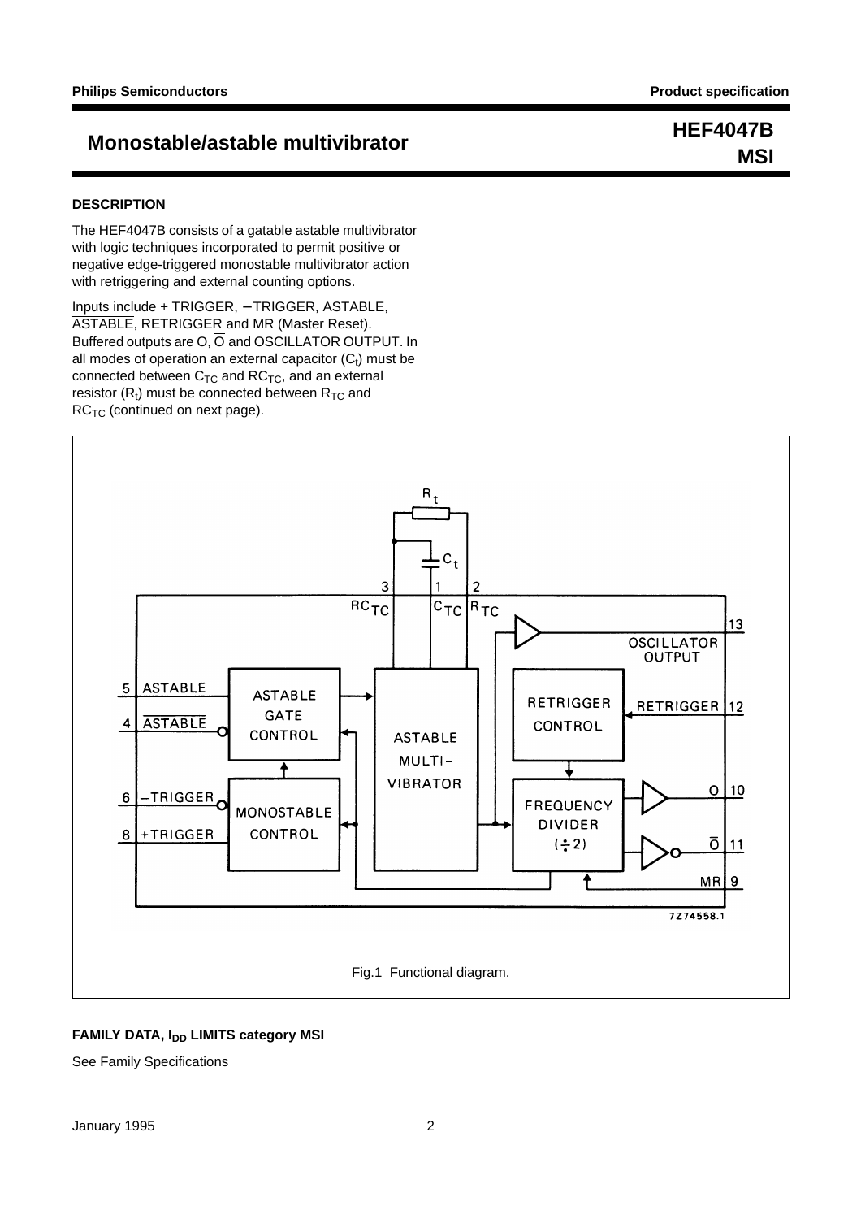## DESCRIPTION

The HEF4047B consists of a gatable astable multivibrator with logic techniques incorporated to permit positive or negative edge-triggered monostable multivibrator action with retriggering and external counting options.

Inputs include + TRIGGER, −TRIGGER, ASTABLE, $\overline{\text{ASTABLE}}$, RETRIGGER and MR (Master Reset). Buffered outputs are O, $\overline{\text{O}}$ and OSCILLATOR OUTPUT. In all modes of operation an external capacitor ($C_t$) must be connected between $C_{TC}$ and $RC_{TC}$, and an external resistor ($R_t$) must be connected between $R_{TC}$ and $RC_{TC}$ (continued on next page).

Fig.1 Functional diagram.

## FAMILY DATA, $I_{DD}$ LIMITS category MSI

See Family Specifications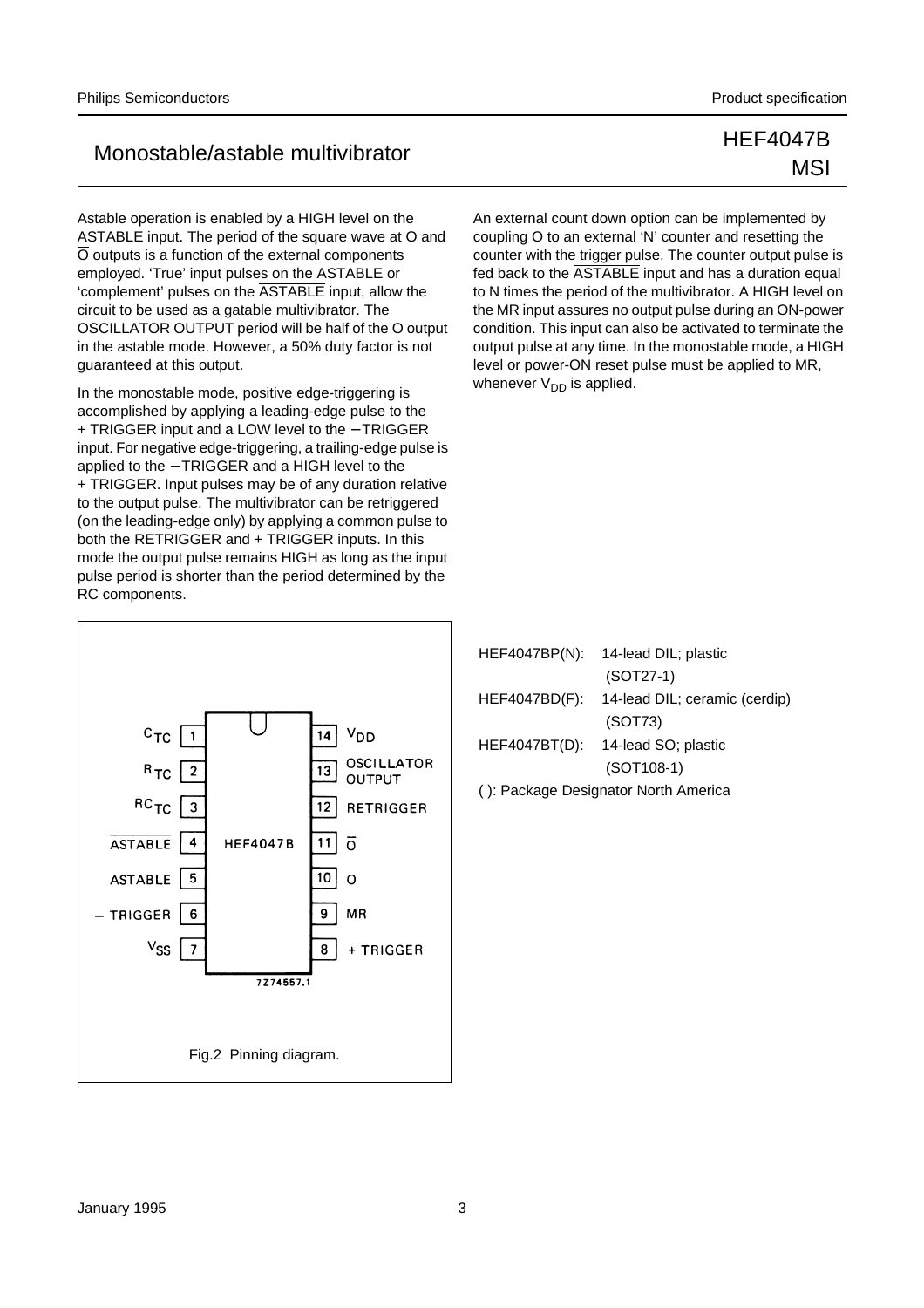Astable operation is enabled by a HIGH level on the ASTABLE input. The period of the square wave at O and $\overline{O}$ outputs is a function of the external components employed. 'True' input pulses on the ASTABLE or 'complement' pulses on the $\overline{ASTABLE}$ input, allow the circuit to be used as a gatable multivibrator. The OSCILLATOR OUTPUT period will be half of the O output in the astable mode. However, a 50% duty factor is not guaranteed at this output.

In the monostable mode, positive edge-triggering is accomplished by applying a leading-edge pulse to the + TRIGGER input and a LOW level to the −TRIGGER input. For negative edge-triggering, a trailing-edge pulse is applied to the −TRIGGER and a HIGH level to the + TRIGGER. Input pulses may be of any duration relative to the output pulse. The multivibrator can be retriggered (on the leading-edge only) by applying a common pulse to both the RETRIGGER and + TRIGGER inputs. In this mode the output pulse remains HIGH as long as the input pulse period is shorter than the period determined by the RC components.

An external count down option can be implemented by coupling O to an external 'N' counter and resetting the counter with the trigger pulse. The counter output pulse is fed back to the $\overline{ASTABLE}$ input and has a duration equal to N times the period of the multivibrator. A HIGH level on the MR input assures no output pulse during an ON-power condition. This input can also be activated to terminate the output pulse at any time. In the monostable mode, a HIGH level or power-ON reset pulse must be applied to MR, whenever $V_{DD}$ is applied.

| Pin | Name | Pin | Name |
|---|---|---|---|
| 1 | $C_{TC}$ | 14 | $V_{DD}$ |
| 2 | $R_{TC}$ | 13 | OSCILLATOR OUTPUT |
| 3 | $RC_{TC}$ | 12 | RETRIGGER |
| 4 | $\overline{ASTABLE}$ | 11 | $\overline{O}$ |
| 5 | ASTABLE | 10 | O |
| 6 | − TRIGGER | 9 | MR |
| 7 | $V_{SS}$ | 8 | + TRIGGER |

Fig.2 Pinning diagram.

HEF4047BP(N): 14-lead DIL; plastic (SOT27-1)

HEF4047BD(F): 14-lead DIL; ceramic (cerdip) (SOT73)

HEF4047BT(D): 14-lead SO; plastic (SOT108-1)

( ): Package Designator North America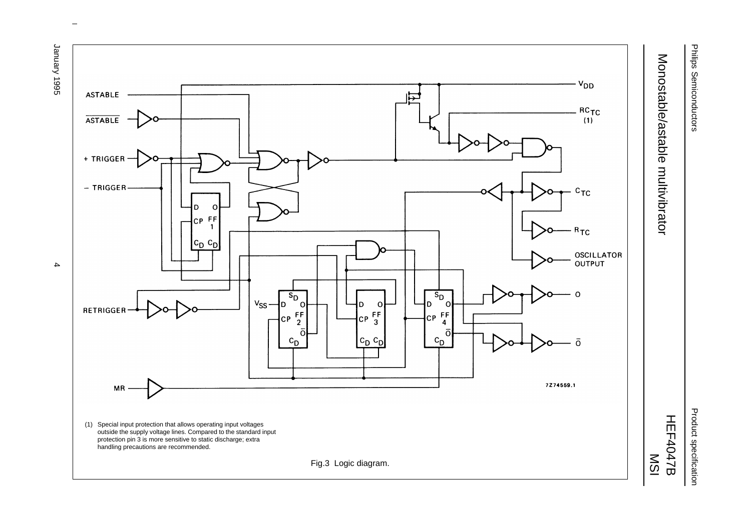(1) Special input protection that allows operating input voltages outside the supply voltage lines. Compared to the standard input protection pin 3 is more sensitive to static discharge; extra handling precautions are recommended.

Fig.3 Logic diagram.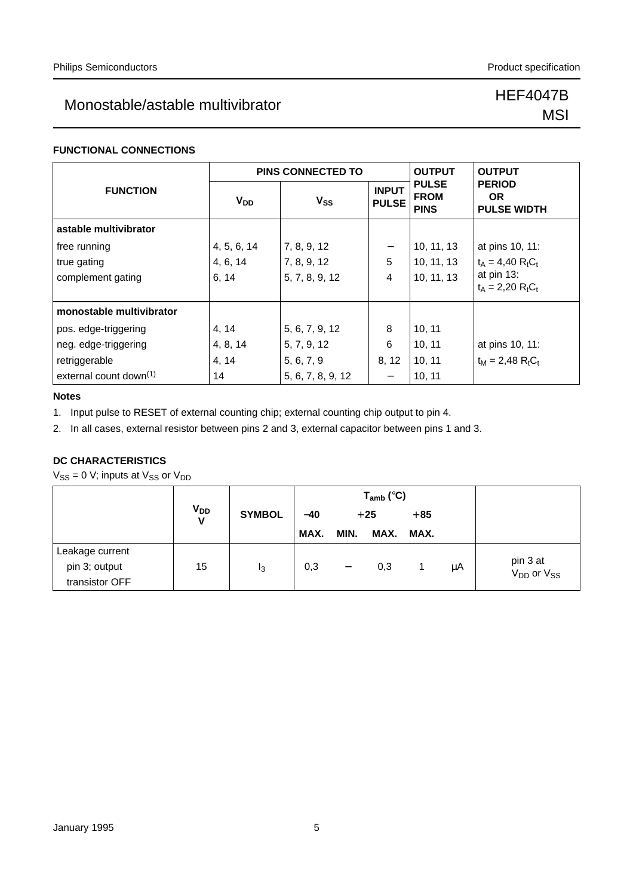## FUNCTIONAL CONNECTIONS

| FUNCTION | PINS CONNECTED TO | | | OUTPUT PULSE FROM PINS | OUTPUT PERIOD OR PULSE WIDTH |
|---|---|---|---|---|---|
| | $V_{DD}$ | $V_{SS}$ | INPUT PULSE | | |
| **astable multivibrator** | | | | | |
| free running | 4, 5, 6, 14 | 7, 8, 9, 12 | − | 10, 11, 13 | at pins 10, 11: |
| true gating | 4, 6, 14 | 7, 8, 9, 12 | 5 | 10, 11, 13 | $t_A = 4{,}40\ R_tC_t$ |
| complement gating | 6, 14 | 5, 7, 8, 9, 12 | 4 | 10, 11, 13 | at pin 13: $t_A = 2{,}20\ R_tC_t$ |
| **monostable multivibrator** | | | | | |
| pos. edge-triggering | 4, 14 | 5, 6, 7, 9, 12 | 8 | 10, 11 | |
| neg. edge-triggering | 4, 8, 14 | 5, 7, 9, 12 | 6 | 10, 11 | at pins 10, 11: |
| retriggerable | 4, 14 | 5, 6, 7, 9 | 8, 12 | 10, 11 | $t_M = 2{,}48\ R_tC_t$ |
| external count down[(1)] | 14 | 5, 6, 7, 8, 9, 12 | − | 10, 11 | |

### Notes

1. Input pulse to RESET of external counting chip; external counting chip output to pin 4.
2. In all cases, external resistor between pins 2 and 3, external capacitor between pins 1 and 3.

## DC CHARACTERISTICS

$V_{SS} = 0$ V; inputs at $V_{SS}$ or $V_{DD}$

| | $V_{DD}$ V | SYMBOL | $T_{amb}$ (°C) −40 | +25 | | +85 | | |
|---|---|---|---|---|---|---|---|---|
| | | | MAX. | MIN. | MAX. | MAX. | | |
| Leakage current pin 3; output transistor OFF | 15 | $I_3$ | 0,3 | − | 0,3 | 1 | μA | pin 3 at $V_{DD}$ or $V_{SS}$ |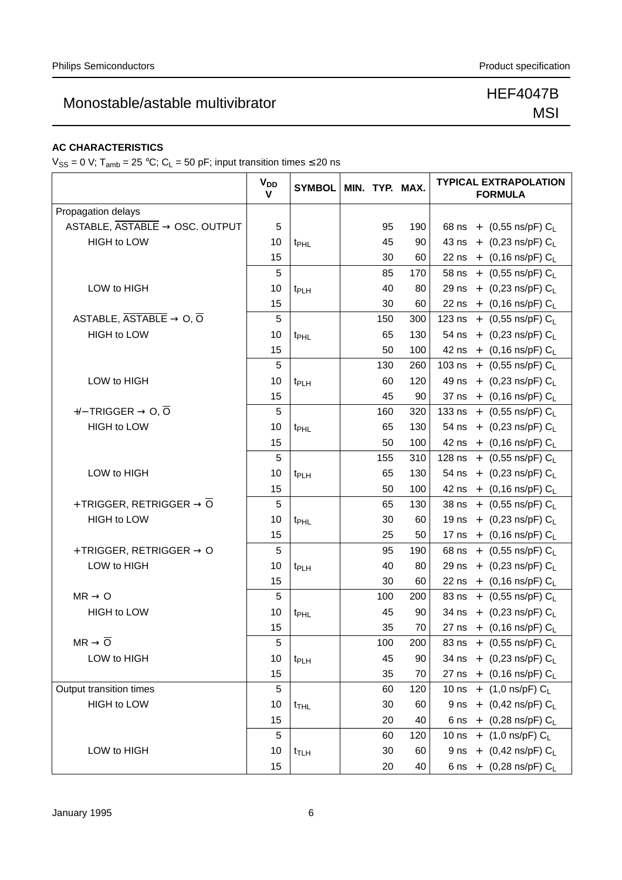## AC CHARACTERISTICS

$V_{SS}$ = 0 V; $T_{amb}$ = 25 °C; $C_L$ = 50 pF; input transition times ≤ 20 ns

| | $V_{DD}$ V | SYMBOL | MIN. | TYP. | MAX. | TYPICAL EXTRAPOLATION FORMULA |
|---|---|---|---|---|---|---|
| Propagation delays | | | | | | |
| ASTABLE, $\overline{ASTABLE}$ → OSC. OUTPUT | 5 | | | 95 | 190 | 68 ns + (0,55 ns/pF) $C_L$ |
| HIGH to LOW | 10 | $t_{PHL}$ | | 45 | 90 | 43 ns + (0,23 ns/pF) $C_L$ |
| | 15 | | | 30 | 60 | 22 ns + (0,16 ns/pF) $C_L$ |
| | 5 | | | 85 | 170 | 58 ns + (0,55 ns/pF) $C_L$ |
| LOW to HIGH | 10 | $t_{PLH}$ | | 40 | 80 | 29 ns + (0,23 ns/pF) $C_L$ |
| | 15 | | | 30 | 60 | 22 ns + (0,16 ns/pF) $C_L$ |
| ASTABLE, $\overline{ASTABLE}$ → O, $\overline{O}$ | 5 | | | 150 | 300 | 123 ns + (0,55 ns/pF) $C_L$ |
| HIGH to LOW | 10 | $t_{PHL}$ | | 65 | 130 | 54 ns + (0,23 ns/pF) $C_L$ |
| | 15 | | | 50 | 100 | 42 ns + (0,16 ns/pF) $C_L$ |
| | 5 | | | 130 | 260 | 103 ns + (0,55 ns/pF) $C_L$ |
| LOW to HIGH | 10 | $t_{PLH}$ | | 60 | 120 | 49 ns + (0,23 ns/pF) $C_L$ |
| | 15 | | | 45 | 90 | 37 ns + (0,16 ns/pF) $C_L$ |
| +/−TRIGGER → O, $\overline{O}$ | 5 | | | 160 | 320 | 133 ns + (0,55 ns/pF) $C_L$ |
| HIGH to LOW | 10 | $t_{PHL}$ | | 65 | 130 | 54 ns + (0,23 ns/pF) $C_L$ |
| | 15 | | | 50 | 100 | 42 ns + (0,16 ns/pF) $C_L$ |
| | 5 | | | 155 | 310 | 128 ns + (0,55 ns/pF) $C_L$ |
| LOW to HIGH | 10 | $t_{PLH}$ | | 65 | 130 | 54 ns + (0,23 ns/pF) $C_L$ |
| | 15 | | | 50 | 100 | 42 ns + (0,16 ns/pF) $C_L$ |
| +TRIGGER, RETRIGGER → $\overline{O}$ | 5 | | | 65 | 130 | 38 ns + (0,55 ns/pF) $C_L$ |
| HIGH to LOW | 10 | $t_{PHL}$ | | 30 | 60 | 19 ns + (0,23 ns/pF) $C_L$ |
| | 15 | | | 25 | 50 | 17 ns + (0,16 ns/pF) $C_L$ |
| +TRIGGER, RETRIGGER → O | 5 | | | 95 | 190 | 68 ns + (0,55 ns/pF) $C_L$ |
| LOW to HIGH | 10 | $t_{PLH}$ | | 40 | 80 | 29 ns + (0,23 ns/pF) $C_L$ |
| | 15 | | | 30 | 60 | 22 ns + (0,16 ns/pF) $C_L$ |
| MR → O | 5 | | | 100 | 200 | 83 ns + (0,55 ns/pF) $C_L$ |
| HIGH to LOW | 10 | $t_{PHL}$ | | 45 | 90 | 34 ns + (0,23 ns/pF) $C_L$ |
| | 15 | | | 35 | 70 | 27 ns + (0,16 ns/pF) $C_L$ |
| MR → $\overline{O}$ | 5 | | | 100 | 200 | 83 ns + (0,55 ns/pF) $C_L$ |
| LOW to HIGH | 10 | $t_{PLH}$ | | 45 | 90 | 34 ns + (0,23 ns/pF) $C_L$ |
| | 15 | | | 35 | 70 | 27 ns + (0,16 ns/pF) $C_L$ |
| Output transition times | 5 | | | 60 | 120 | 10 ns + (1,0 ns/pF) $C_L$ |
| HIGH to LOW | 10 | $t_{THL}$ | | 30 | 60 | 9 ns + (0,42 ns/pF) $C_L$ |
| | 15 | | | 20 | 40 | 6 ns + (0,28 ns/pF) $C_L$ |
| | 5 | | | 60 | 120 | 10 ns + (1,0 ns/pF) $C_L$ |
| LOW to HIGH | 10 | $t_{TLH}$ | | 30 | 60 | 9 ns + (0,42 ns/pF) $C_L$ |
| | 15 | | | 20 | 40 | 6 ns + (0,28 ns/pF) $C_L$ |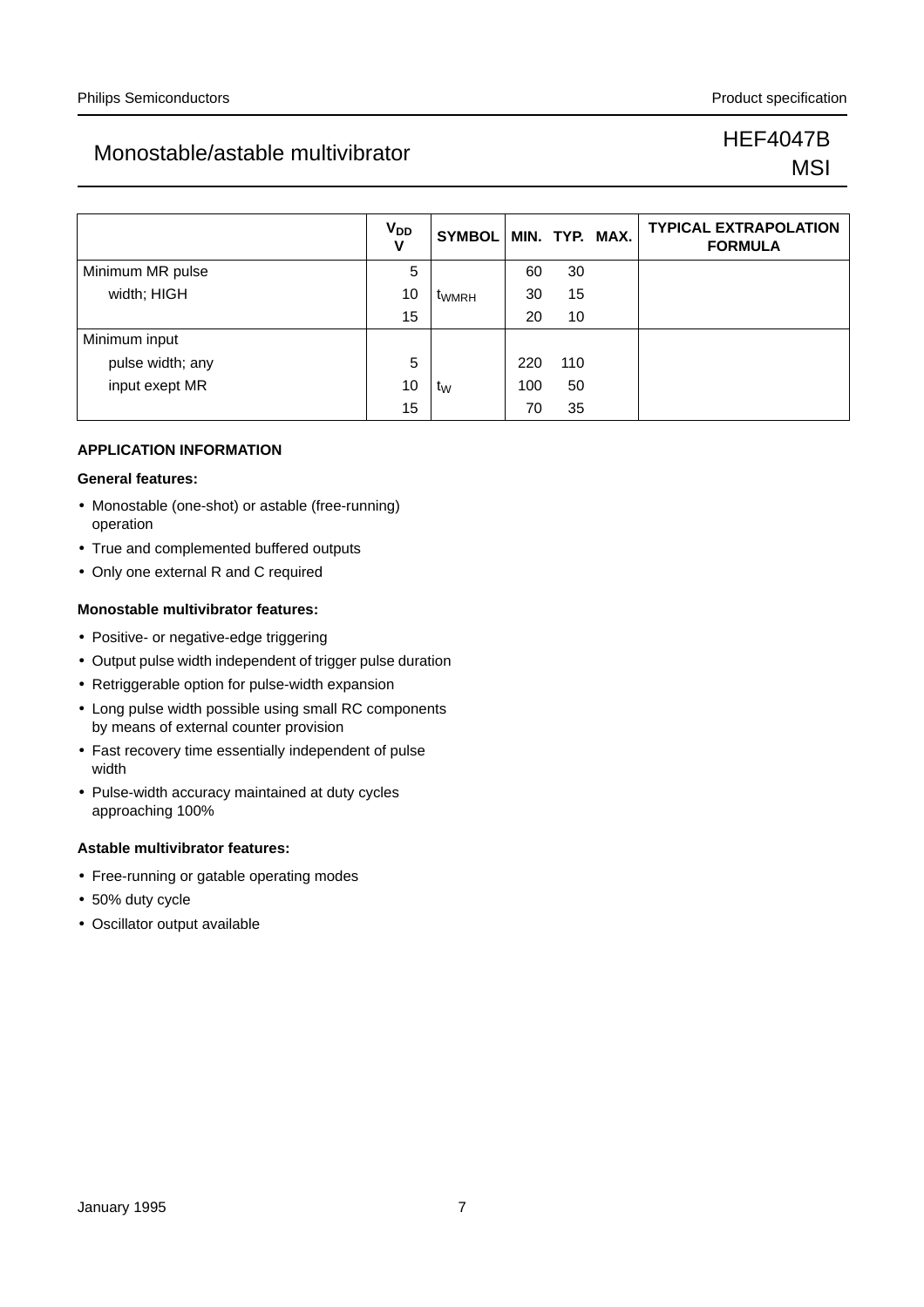|  | $V_{DD}$ V | SYMBOL | MIN. | TYP. | MAX. | TYPICAL EXTRAPOLATION FORMULA |
|---|---|---|---|---|---|---|
| Minimum MR pulse | 5 |  | 60 | 30 |  |  |
| width; HIGH | 10 | $t_{WMRH}$ | 30 | 15 |  |  |
|  | 15 |  | 20 | 10 |  |  |
| Minimum input |  |  |  |  |  |  |
| pulse width; any | 5 |  | 220 | 110 |  |  |
| input exept MR | 10 | $t_W$ | 100 | 50 |  |  |
|  | 15 |  | 70 | 35 |  |  |

## APPLICATION INFORMATION

### General features:

- Monostable (one-shot) or astable (free-running) operation
- True and complemented buffered outputs
- Only one external R and C required

### Monostable multivibrator features:

- Positive- or negative-edge triggering
- Output pulse width independent of trigger pulse duration
- Retriggerable option for pulse-width expansion
- Long pulse width possible using small RC components by means of external counter provision
- Fast recovery time essentially independent of pulse width
- Pulse-width accuracy maintained at duty cycles approaching 100%

### Astable multivibrator features:

- Free-running or gatable operating modes
- 50% duty cycle
- Oscillator output available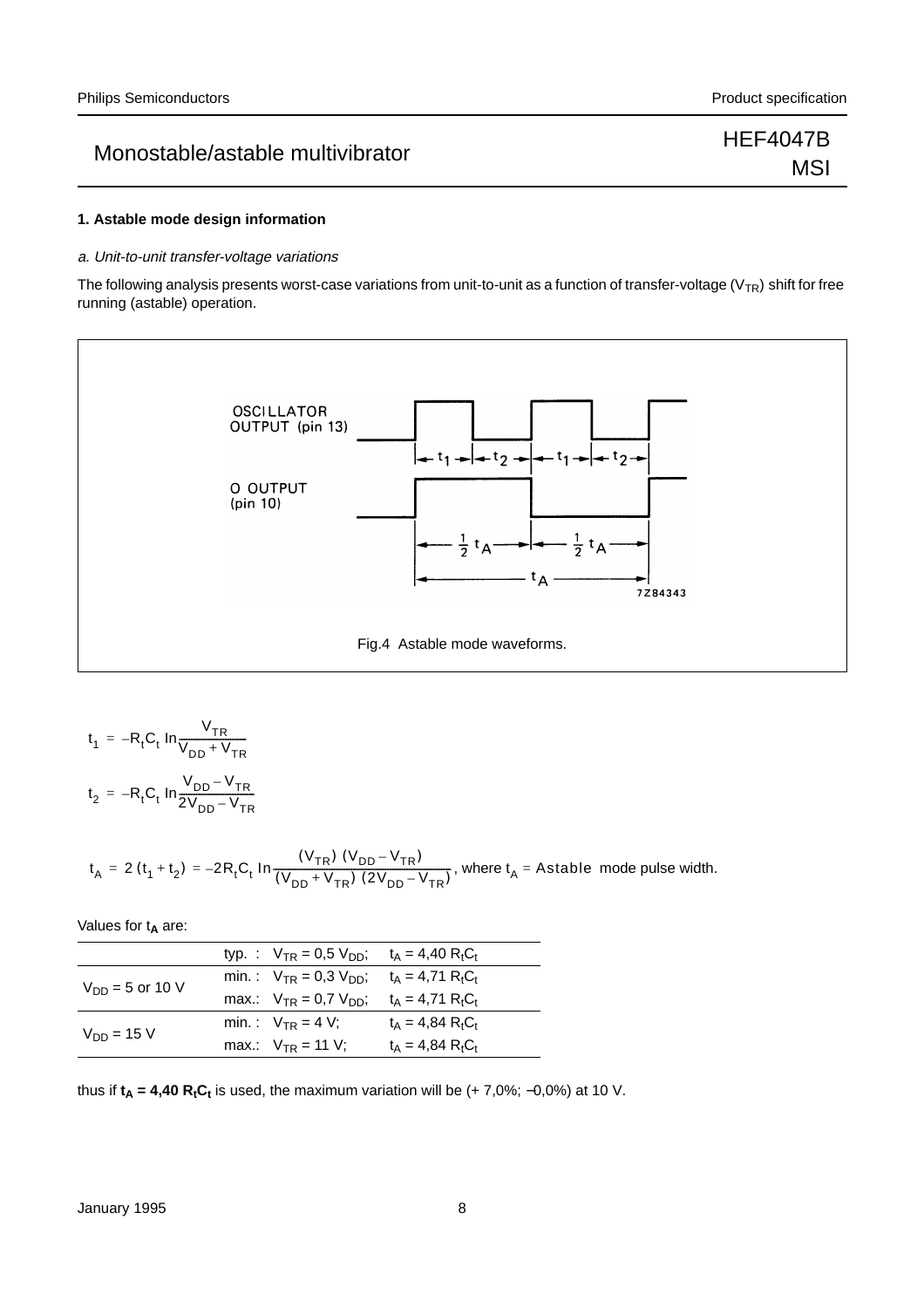## 1. Astable mode design information

*a. Unit-to-unit transfer-voltage variations*

The following analysis presents worst-case variations from unit-to-unit as a function of transfer-voltage ($V_{TR}$) shift for free running (astable) operation.

Fig.4 Astable mode waveforms.

$$t_1 = -R_tC_t \ln\frac{V_{TR}}{V_{DD} + V_{TR}}$$

$$t_2 = -R_tC_t \ln\frac{V_{DD} - V_{TR}}{2V_{DD} - V_{TR}}$$

$$t_A = 2(t_1 + t_2) = -2R_tC_t \ln\frac{(V_{TR})(V_{DD} - V_{TR})}{(V_{DD} + V_{TR})(2V_{DD} - V_{TR})}$$, where $t_A$ = Astable mode pulse width.

Values for $t_A$ are:

| | | |
|---|---|---|
| | typ. : $V_{TR} = 0,5\ V_{DD}$; | $t_A = 4,40\ R_tC_t$ |
| $V_{DD}$ = 5 or 10 V | min. : $V_{TR} = 0,3\ V_{DD}$; | $t_A = 4,71\ R_tC_t$ |
| | max.: $V_{TR} = 0,7\ V_{DD}$; | $t_A = 4,71\ R_tC_t$ |
| $V_{DD}$ = 15 V | min. : $V_{TR}$ = 4 V; | $t_A = 4,84\ R_tC_t$ |
| | max.: $V_{TR}$ = 11 V; | $t_A = 4,84\ R_tC_t$ |

thus if $\mathbf{t_A = 4,40\ R_tC_t}$ is used, the maximum variation will be (+ 7,0%; −0,0%) at 10 V.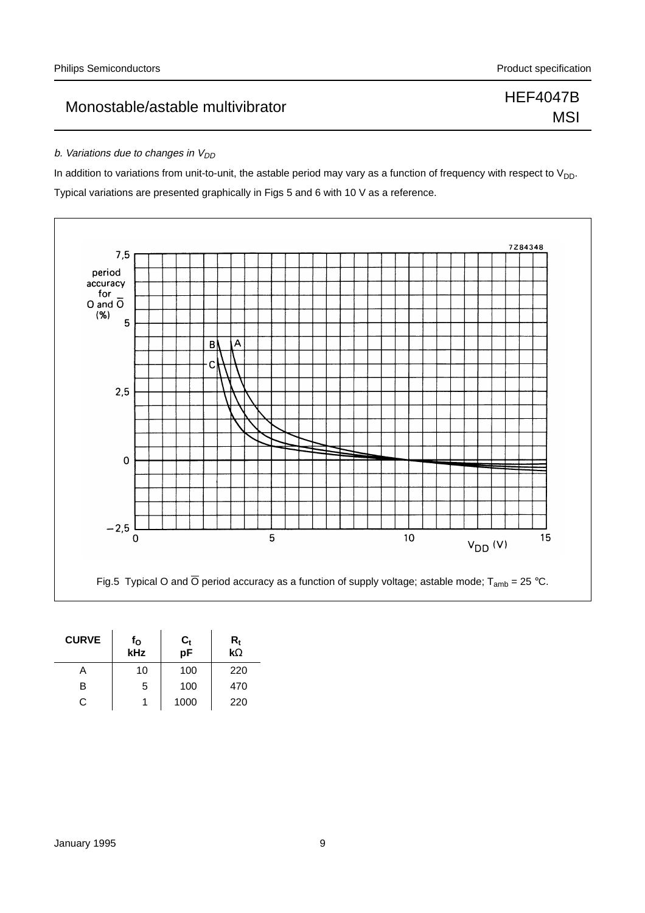*b. Variations due to changes in $V_{DD}$*

In addition to variations from unit-to-unit, the astable period may vary as a function of frequency with respect to $V_{DD}$. Typical variations are presented graphically in Figs 5 and 6 with 10 V as a reference.

Fig.5 Typical O and $\overline{O}$ period accuracy as a function of supply voltage; astable mode; $T_{amb}$ = 25 °C.

| CURVE | $f_O$ kHz | $C_t$ pF | $R_t$ kΩ |
|---|---|---|---|
| A | 10 | 100 | 220 |
| B | 5 | 100 | 470 |
| C | 1 | 1000 | 220 |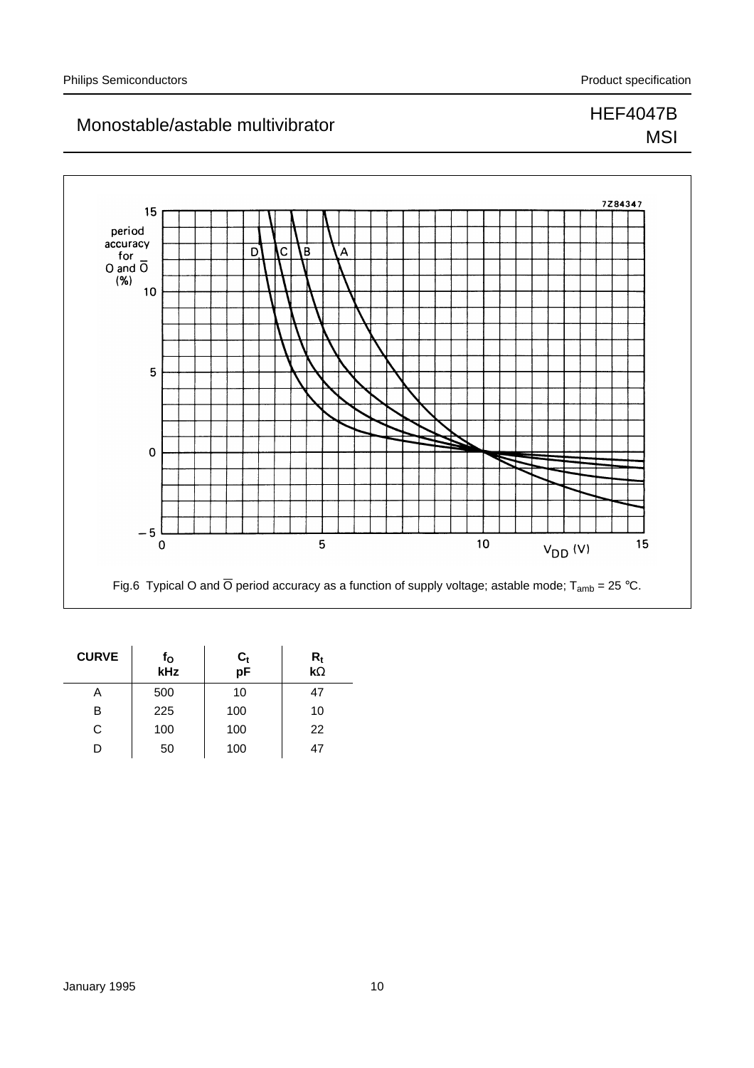Fig.6 Typical O and $\overline{O}$ period accuracy as a function of supply voltage; astable mode; $T_{amb}$ = 25 °C.

| CURVE | $f_O$ kHz | $C_t$ pF | $R_t$ kΩ |
|---|---|---|---|
| A | 500 | 10 | 47 |
| B | 225 | 100 | 10 |
| C | 100 | 100 | 22 |
| D | 50 | 100 | 47 |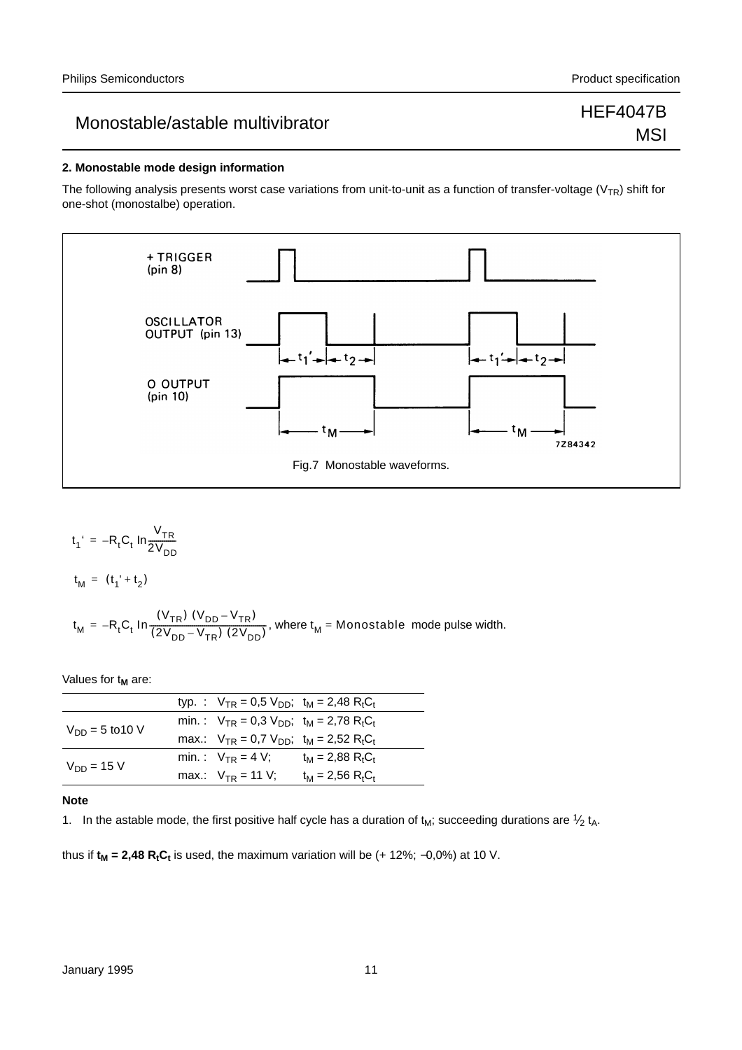## 2. Monostable mode design information

The following analysis presents worst case variations from unit-to-unit as a function of transfer-voltage ($V_{TR}$) shift for one-shot (monostalbe) operation.

Fig.7 Monostable waveforms.

$$t_1' = -R_tC_t \ln\frac{V_{TR}}{2V_{DD}}$$

$$t_M = (t_1' + t_2)$$

$$t_M = -R_tC_t \ln\frac{(V_{TR})\,(V_{DD} - V_{TR})}{(2V_{DD} - V_{TR})\,(2V_{DD})}$$, where $t_M$ = Monostable mode pulse width.

Values for $t_M$ are:

| | | | |
|---|---|---|---|
| | typ. : | $V_{TR} = 0{,}5\ V_{DD}$; | $t_M = 2{,}48\ R_tC_t$ |
| $V_{DD}$ = 5 to10 V | min. : | $V_{TR} = 0{,}3\ V_{DD}$; | $t_M = 2{,}78\ R_tC_t$ |
| | max.: | $V_{TR} = 0{,}7\ V_{DD}$; | $t_M = 2{,}52\ R_tC_t$ |
| $V_{DD}$ = 15 V | min. : | $V_{TR}$ = 4 V; | $t_M = 2{,}88\ R_tC_t$ |
| | max.: | $V_{TR}$ = 11 V; | $t_M = 2{,}56\ R_tC_t$ |

**Note**

1. In the astable mode, the first positive half cycle has a duration of $t_M$; succeeding durations are $\frac{1}{2}\ t_A$.

thus if $\mathbf{t_M = 2{,}48\ R_tC_t}$ is used, the maximum variation will be (+ 12%; −0,0%) at 10 V.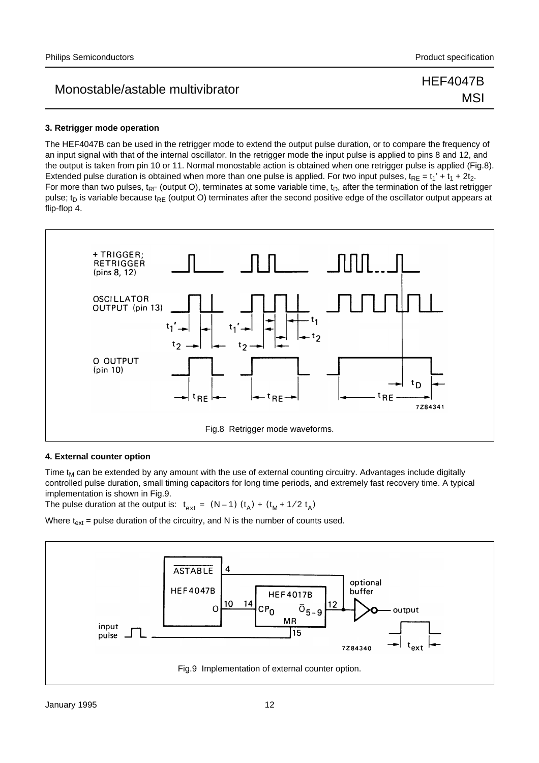### 3. Retrigger mode operation

The HEF4047B can be used in the retrigger mode to extend the output pulse duration, or to compare the frequency of an input signal with that of the internal oscillator. In the retrigger mode the input pulse is applied to pins 8 and 12, and the output is taken from pin 10 or 11. Normal monostable action is obtained when one retrigger pulse is applied (Fig.8). Extended pulse duration is obtained when more than one pulse is applied. For two input pulses, $t_{RE} = t_1' + t_1 + 2t_2$. For more than two pulses, $t_{RE}$ (output O), terminates at some variable time, $t_D$, after the termination of the last retrigger pulse; $t_D$ is variable because $t_{RE}$ (output O) terminates after the second positive edge of the oscillator output appears at flip-flop 4.

Fig.8 Retrigger mode waveforms.

### 4. External counter option

Time $t_M$ can be extended by any amount with the use of external counting circuitry. Advantages include digitally controlled pulse duration, small timing capacitors for long time periods, and extremely fast recovery time. A typical implementation is shown in Fig.9.

The pulse duration at the output is: $t_{ext} = (N-1)(t_A) + (t_M + 1/2\ t_A)$

Where $t_{ext}$ = pulse duration of the circuitry, and N is the number of counts used.

Fig.9 Implementation of external counter option.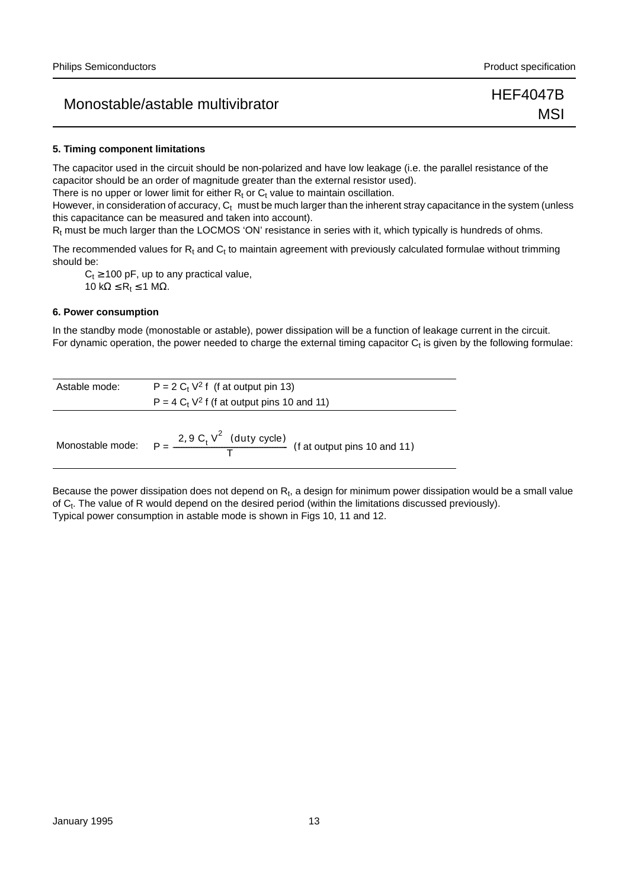### 5. Timing component limitations

The capacitor used in the circuit should be non-polarized and have low leakage (i.e. the parallel resistance of the capacitor should be an order of magnitude greater than the external resistor used).

There is no upper or lower limit for either $R_t$ or $C_t$ value to maintain oscillation.

However, in consideration of accuracy, $C_t$ must be much larger than the inherent stray capacitance in the system (unless this capacitance can be measured and taken into account).

$R_t$ must be much larger than the LOCMOS 'ON' resistance in series with it, which typically is hundreds of ohms.

The recommended values for $R_t$ and $C_t$ to maintain agreement with previously calculated formulae without trimming should be:

$C_t \geq 100$ pF, up to any practical value,

$10\ k\Omega \leq R_t \leq 1\ M\Omega$.

### 6. Power consumption

In the standby mode (monostable or astable), power dissipation will be a function of leakage current in the circuit.

For dynamic operation, the power needed to charge the external timing capacitor $C_t$ is given by the following formulae:

| | |
|---|---|
| Astable mode: | $P = 2\ C_t\ V^2\ f$ (f at output pin 13) |
| | $P = 4\ C_t\ V^2\ f$ (f at output pins 10 and 11) |
| Monostable mode: | $P = \frac{2,9\ C_t\ V^2\ \text{(duty cycle)}}{T}$ (f at output pins 10 and 11) |

Because the power dissipation does not depend on $R_t$, a design for minimum power dissipation would be a small value of $C_t$. The value of R would depend on the desired period (within the limitations discussed previously).

Typical power consumption in astable mode is shown in Figs 10, 11 and 12.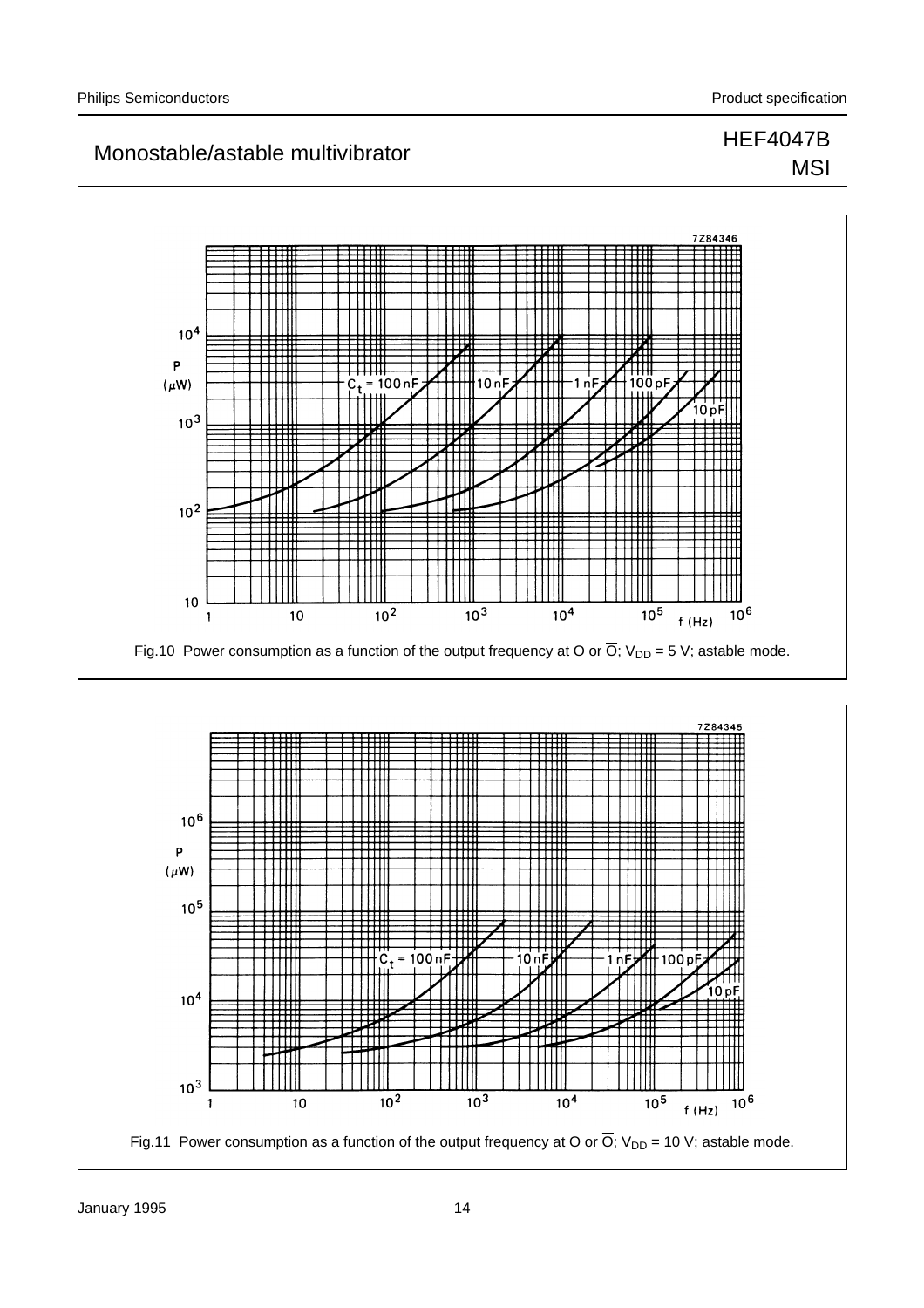Fig.10 Power consumption as a function of the output frequency at O or $\overline{O}$; $V_{DD}$ = 5 V; astable mode.

Fig.11 Power consumption as a function of the output frequency at O or $\overline{O}$; $V_{DD}$ = 10 V; astable mode.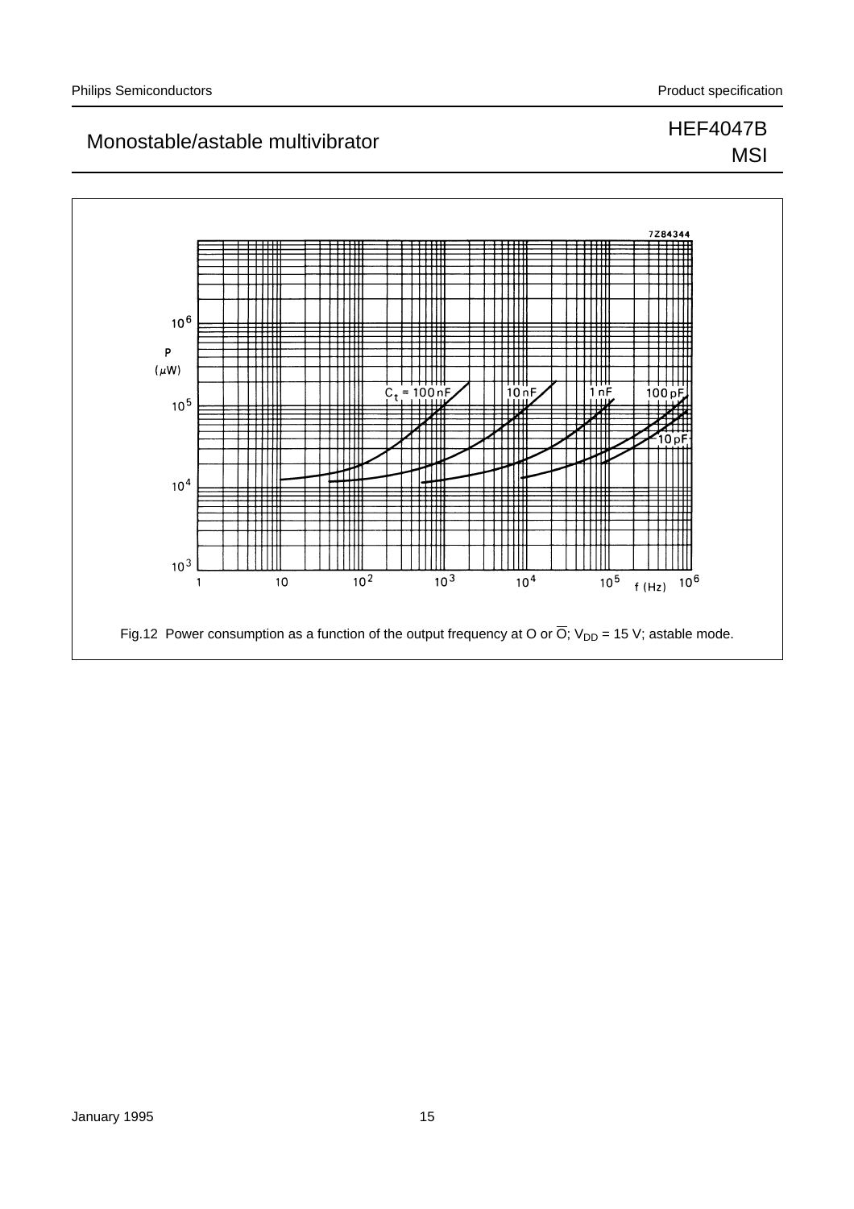7Z84344

$10^6$

P

($\mu$W)

$10^5$

$10^4$

$10^3$

1

10

$10^2$

$10^3$

$10^4$

$10^5$

f (Hz)

$10^6$

$C_t$ = 100 nF

10 nF

1 nF

100 pF

10 pF

Fig.12 Power consumption as a function of the output frequency at O or $\overline{O}$; $V_{DD}$ = 15 V; astable mode.